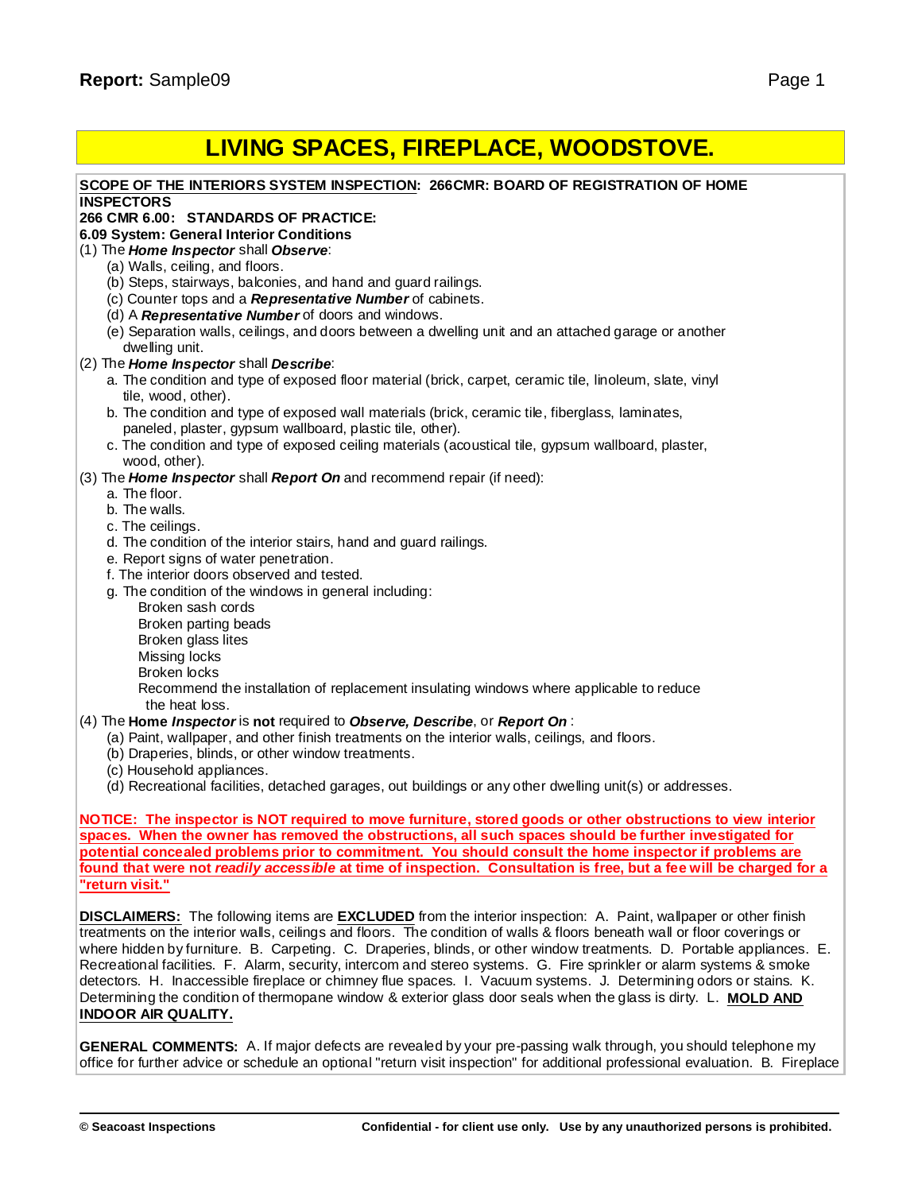# LIVING SPACES, FIREPLACE, WOODSTOVE.

**SCOPE OF THE INTERIORS SYSTEM INSPECTION: 266CMR: BOARD OF REGISTRATION OF HOME INSPECTORS**

**266 CMR 6.00: STANDARDS OF PRACTICE:**

**6.09 System: General Interior Conditions**

(1) The ***Home Inspector*** shall ***Observe***:

- (a) Walls, ceiling, and floors.
- (b) Steps, stairways, balconies, and hand and guard railings.
- (c) Counter tops and a ***Representative Number*** of cabinets.
- (d) A ***Representative Number*** of doors and windows.
- (e) Separation walls, ceilings, and doors between a dwelling unit and an attached garage or another dwelling unit.

(2) The ***Home Inspector*** shall ***Describe***:

- a. The condition and type of exposed floor material (brick, carpet, ceramic tile, linoleum, slate, vinyl tile, wood, other).
- b. The condition and type of exposed wall materials (brick, ceramic tile, fiberglass, laminates, paneled, plaster, gypsum wallboard, plastic tile, other).
- c. The condition and type of exposed ceiling materials (acoustical tile, gypsum wallboard, plaster, wood, other).

(3) The ***Home Inspector*** shall ***Report On*** and recommend repair (if need):

- a. The floor.
- b. The walls.
- c. The ceilings.
- d. The condition of the interior stairs, hand and guard railings.
- e. Report signs of water penetration.
- f. The interior doors observed and tested.
- g. The condition of the windows in general including:
  - Broken sash cords
  - Broken parting beads
  - Broken glass lites
  - Missing locks
  - Broken locks
  - Recommend the installation of replacement insulating windows where applicable to reduce the heat loss.

(4) The **Home *Inspector*** is **not** required to ***Observe, Describe***, or ***Report On*** :

- (a) Paint, wallpaper, and other finish treatments on the interior walls, ceilings, and floors.
- (b) Draperies, blinds, or other window treatments.
- (c) Household appliances.
- (d) Recreational facilities, detached garages, out buildings or any other dwelling unit(s) or addresses.

**NOTICE: The inspector is NOT required to move furniture, stored goods or other obstructions to view interior spaces. When the owner has removed the obstructions, all such spaces should be further investigated for potential concealed problems prior to commitment. You should consult the home inspector if problems are found that were not *readily accessible* at time of inspection. Consultation is free, but a fee will be charged for a "return visit."**

**DISCLAIMERS:** The following items are **EXCLUDED** from the interior inspection: A. Paint, wallpaper or other finish treatments on the interior walls, ceilings and floors. The condition of walls & floors beneath wall or floor coverings or where hidden by furniture. B. Carpeting. C. Draperies, blinds, or other window treatments. D. Portable appliances. E. Recreational facilities. F. Alarm, security, intercom and stereo systems. G. Fire sprinkler or alarm systems & smoke detectors. H. Inaccessible fireplace or chimney flue spaces. I. Vacuum systems. J. Determining odors or stains. K. Determining the condition of thermopane window & exterior glass door seals when the glass is dirty. L. **MOLD AND INDOOR AIR QUALITY.**

**GENERAL COMMENTS:** A. If major defects are revealed by your pre-passing walk through, you should telephone my office for further advice or schedule an optional "return visit inspection" for additional professional evaluation. B. Fireplace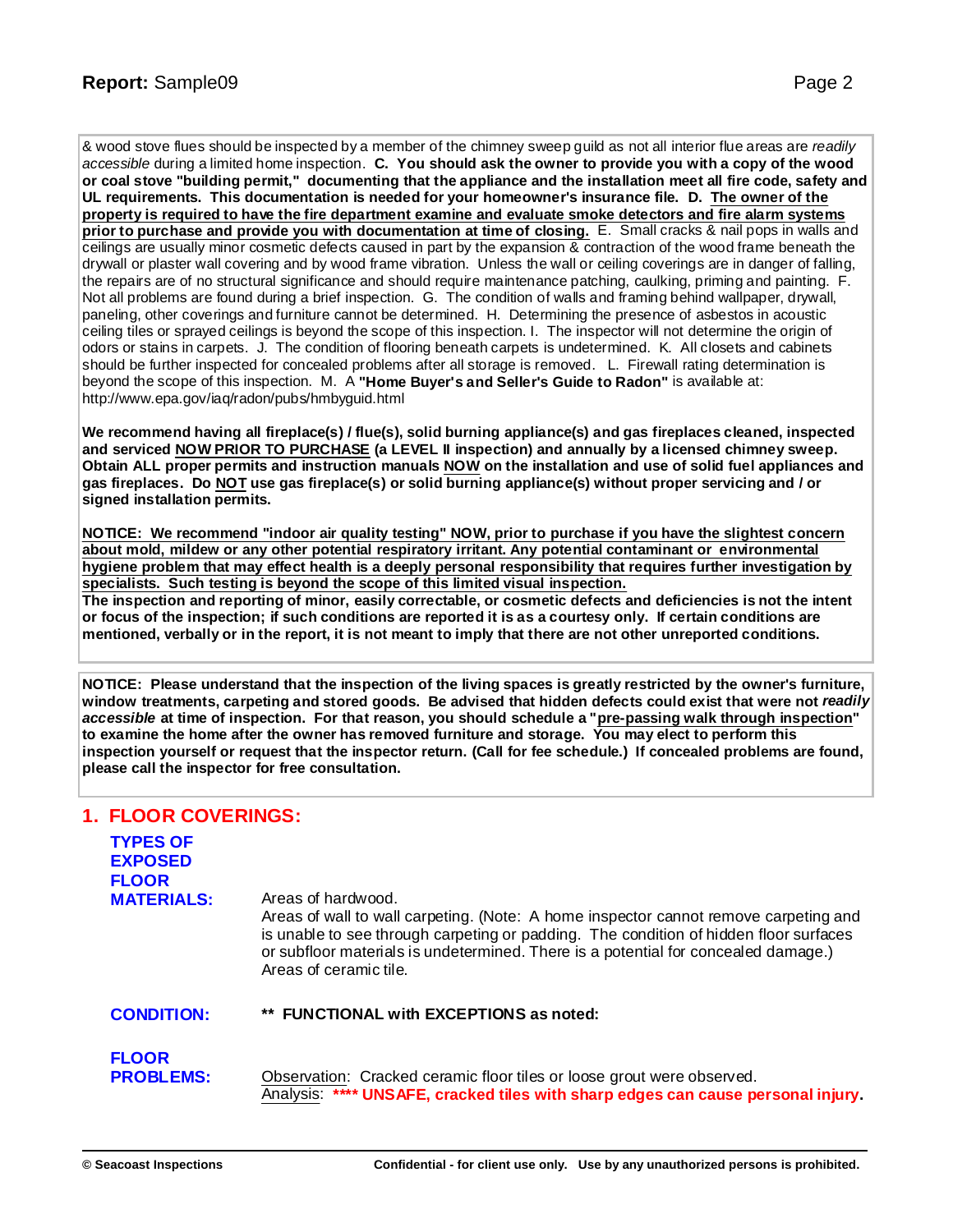& wood stove flues should be inspected by a member of the chimney sweep guild as not all interior flue areas are *readily accessible* during a limited home inspection. **C. You should ask the owner to provide you with a copy of the wood or coal stove "building permit," documenting that the appliance and the installation meet all fire code, safety and UL requirements. This documentation is needed for your homeowner's insurance file. D. The owner of the property is required to have the fire department examine and evaluate smoke detectors and fire alarm systems prior to purchase and provide you with documentation at time of closing.** E. Small cracks & nail pops in walls and ceilings are usually minor cosmetic defects caused in part by the expansion & contraction of the wood frame beneath the drywall or plaster wall covering and by wood frame vibration. Unless the wall or ceiling coverings are in danger of falling, the repairs are of no structural significance and should require maintenance patching, caulking, priming and painting. F. Not all problems are found during a brief inspection. G. The condition of walls and framing behind wallpaper, drywall, paneling, other coverings and furniture cannot be determined. H. Determining the presence of asbestos in acoustic ceiling tiles or sprayed ceilings is beyond the scope of this inspection. I. The inspector will not determine the origin of odors or stains in carpets. J. The condition of flooring beneath carpets is undetermined. K. All closets and cabinets should be further inspected for concealed problems after all storage is removed. L. Firewall rating determination is beyond the scope of this inspection. M. A **"Home Buyer's and Seller's Guide to Radon"** is available at: http://www.epa.gov/iaq/radon/pubs/hmbyguid.html

**We recommend having all fireplace(s) / flue(s), solid burning appliance(s) and gas fireplaces cleaned, inspected and serviced NOW PRIOR TO PURCHASE (a LEVEL II inspection) and annually by a licensed chimney sweep. Obtain ALL proper permits and instruction manuals NOW on the installation and use of solid fuel appliances and gas fireplaces. Do NOT use gas fireplace(s) or solid burning appliance(s) without proper servicing and / or signed installation permits.**

**NOTICE: We recommend "indoor air quality testing" NOW, prior to purchase if you have the slightest concern about mold, mildew or any other potential respiratory irritant. Any potential contaminant or environmental hygiene problem that may effect health is a deeply personal responsibility that requires further investigation by specialists. Such testing is beyond the scope of this limited visual inspection.**
**The inspection and reporting of minor, easily correctable, or cosmetic defects and deficiencies is not the intent or focus of the inspection; if such conditions are reported it is as a courtesy only. If certain conditions are mentioned, verbally or in the report, it is not meant to imply that there are not other unreported conditions.**

**NOTICE: Please understand that the inspection of the living spaces is greatly restricted by the owner's furniture, window treatments, carpeting and stored goods. Be advised that hidden defects could exist that were not *readily accessible* at time of inspection. For that reason, you should schedule a "pre-passing walk through inspection" to examine the home after the owner has removed furniture and storage. You may elect to perform this inspection yourself or request that the inspector return. (Call for fee schedule.) If concealed problems are found, please call the inspector for free consultation.**

## 1. FLOOR COVERINGS:

**TYPES OF EXPOSED FLOOR MATERIALS:** Areas of hardwood.
Areas of wall to wall carpeting. (Note: A home inspector cannot remove carpeting and is unable to see through carpeting or padding. The condition of hidden floor surfaces or subfloor materials is undetermined. There is a potential for concealed damage.)
Areas of ceramic tile.

**CONDITION:** **** FUNCTIONAL with EXCEPTIONS as noted:**

**FLOOR PROBLEMS:** Observation: Cracked ceramic floor tiles or loose grout were observed.
Analysis: **\*\*\*\* UNSAFE, cracked tiles with sharp edges can cause personal injury.**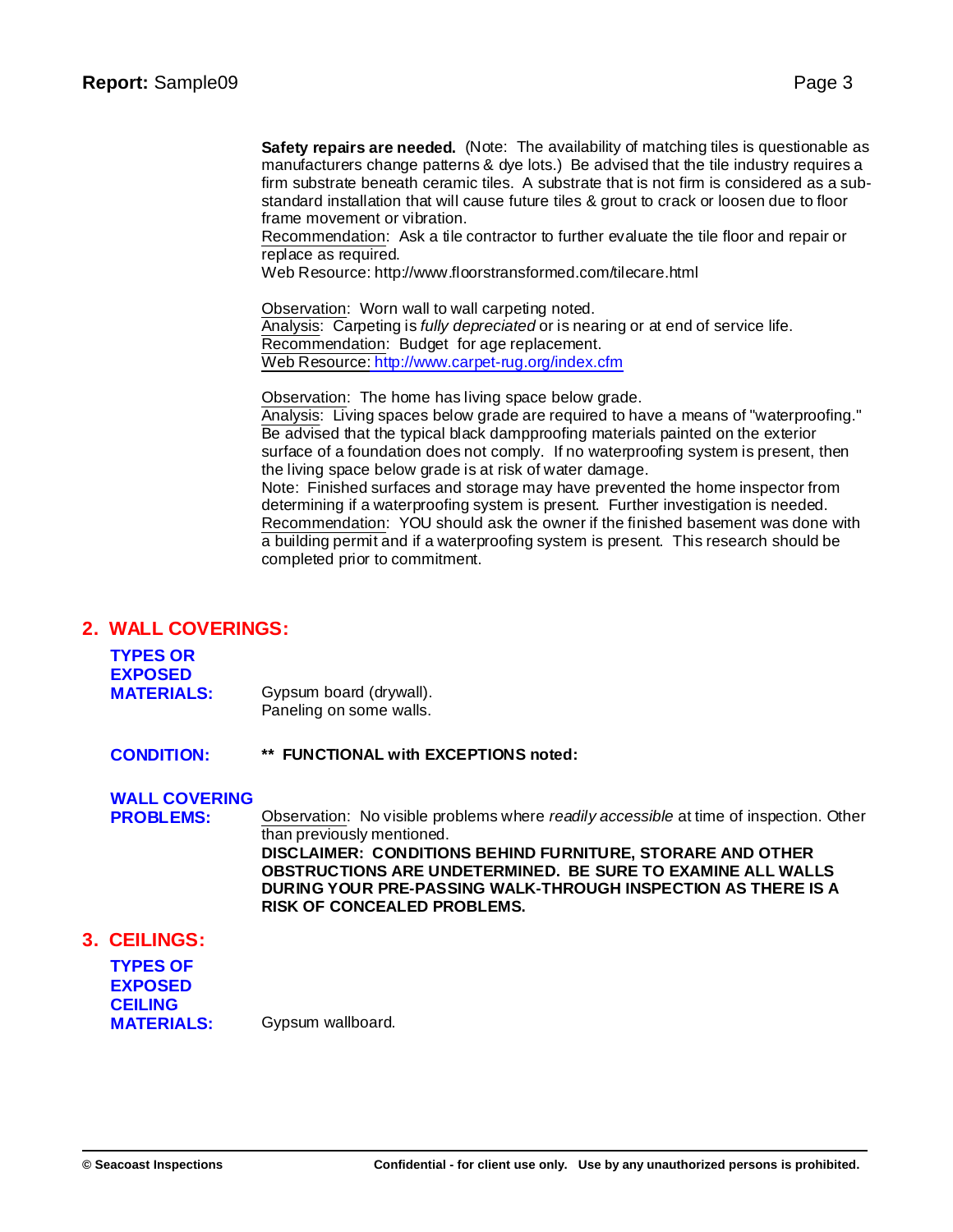**Safety repairs are needed.** (Note: The availability of matching tiles is questionable as manufacturers change patterns & dye lots.) Be advised that the tile industry requires a firm substrate beneath ceramic tiles. A substrate that is not firm is considered as a sub-standard installation that will cause future tiles & grout to crack or loosen due to floor frame movement or vibration.
Recommendation: Ask a tile contractor to further evaluate the tile floor and repair or replace as required.
Web Resource: http://www.floorstransformed.com/tilecare.html

Observation: Worn wall to wall carpeting noted.
Analysis: Carpeting is *fully depreciated* or is nearing or at end of service life.
Recommendation: Budget for age replacement.
Web Resource: http://www.carpet-rug.org/index.cfm

Observation: The home has living space below grade.
Analysis: Living spaces below grade are required to have a means of "waterproofing." Be advised that the typical black dampproofing materials painted on the exterior surface of a foundation does not comply. If no waterproofing system is present, then the living space below grade is at risk of water damage.
Note: Finished surfaces and storage may have prevented the home inspector from determining if a waterproofing system is present. Further investigation is needed.
Recommendation: YOU should ask the owner if the finished basement was done with a building permit and if a waterproofing system is present. This research should be completed prior to commitment.

## 2. WALL COVERINGS:

**TYPES OR EXPOSED MATERIALS:** Gypsum board (drywall).
Paneling on some walls.

**CONDITION:** **** FUNCTIONAL with EXCEPTIONS noted:**

**WALL COVERING PROBLEMS:** Observation: No visible problems where *readily accessible* at time of inspection. Other than previously mentioned.
**DISCLAIMER: CONDITIONS BEHIND FURNITURE, STORARE AND OTHER OBSTRUCTIONS ARE UNDETERMINED. BE SURE TO EXAMINE ALL WALLS DURING YOUR PRE-PASSING WALK-THROUGH INSPECTION AS THERE IS A RISK OF CONCEALED PROBLEMS.**

## 3. CEILINGS:

**TYPES OF EXPOSED CEILING MATERIALS:** Gypsum wallboard.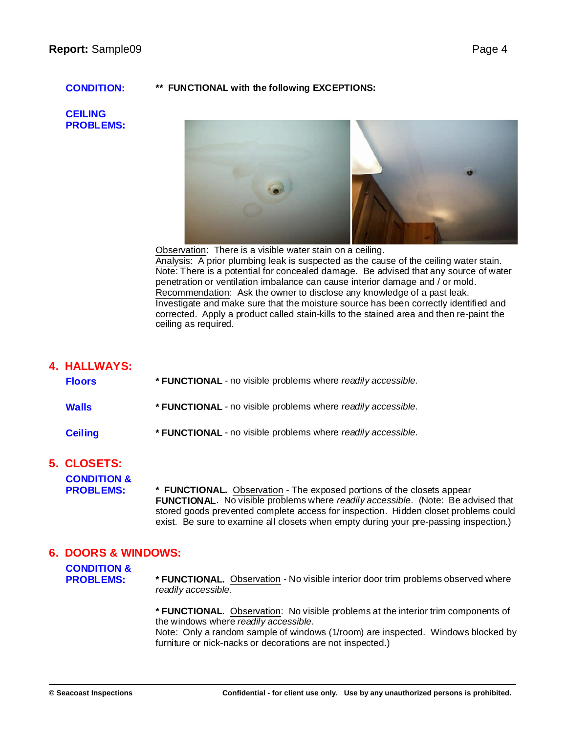**CONDITION:** ** **FUNCTIONAL with the following EXCEPTIONS:**

**CEILING PROBLEMS:**

Observation: There is a visible water stain on a ceiling.
Analysis: A prior plumbing leak is suspected as the cause of the ceiling water stain. Note: There is a potential for concealed damage. Be advised that any source of water penetration or ventilation imbalance can cause interior damage and / or mold.
Recommendation: Ask the owner to disclose any knowledge of a past leak. Investigate and make sure that the moisture source has been correctly identified and corrected. Apply a product called stain-kills to the stained area and then re-paint the ceiling as required.

## 4. HALLWAYS:

**Floors** * **FUNCTIONAL** - no visible problems where *readily accessible.*

**Walls** * **FUNCTIONAL** - no visible problems where *readily accessible.*

**Ceiling** * **FUNCTIONAL** - no visible problems where *readily accessible.*

## 5. CLOSETS:

**CONDITION & PROBLEMS:**

* **FUNCTIONAL.** Observation - The exposed portions of the closets appear **FUNCTIONAL**. No visible problems where *readily accessible*. (Note: Be advised that stored goods prevented complete access for inspection. Hidden closet problems could exist. Be sure to examine all closets when empty during your pre-passing inspection.)

## 6. DOORS & WINDOWS:

**CONDITION & PROBLEMS:**

* **FUNCTIONAL.** Observation - No visible interior door trim problems observed where *readily accessible*.

* **FUNCTIONAL**. Observation: No visible problems at the interior trim components of the windows where *readily accessible*.
Note: Only a random sample of windows (1/room) are inspected. Windows blocked by furniture or nick-nacks or decorations are not inspected.)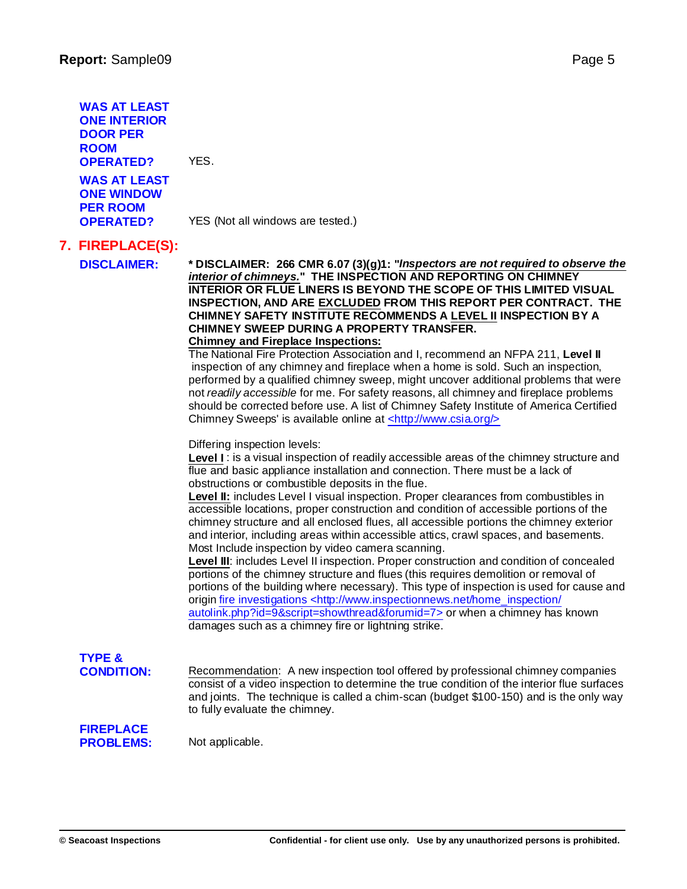**WAS AT LEAST ONE INTERIOR DOOR PER ROOM OPERATED?** YES.

**WAS AT LEAST ONE WINDOW PER ROOM OPERATED?** YES (Not all windows are tested.)

## 7. FIREPLACE(S):

**DISCLAIMER:**

**\* DISCLAIMER: 266 CMR 6.07 (3)(g)1: "*Inspectors are not required to observe the interior of chimneys.*" THE INSPECTION AND REPORTING ON CHIMNEY INTERIOR OR FLUE LINERS IS BEYOND THE SCOPE OF THIS LIMITED VISUAL INSPECTION, AND ARE EXCLUDED FROM THIS REPORT PER CONTRACT. THE CHIMNEY SAFETY INSTITUTE RECOMMENDS A LEVEL II INSPECTION BY A CHIMNEY SWEEP DURING A PROPERTY TRANSFER.**

**Chimney and Fireplace Inspections:**

The National Fire Protection Association and I, recommend an NFPA 211, **Level II** inspection of any chimney and fireplace when a home is sold. Such an inspection, performed by a qualified chimney sweep, might uncover additional problems that were not *readily accessible* for me. For safety reasons, all chimney and fireplace problems should be corrected before use. A list of Chimney Safety Institute of America Certified Chimney Sweeps' is available online at <http://www.csia.org/>

Differing inspection levels:

**Level I** : is a visual inspection of readily accessible areas of the chimney structure and flue and basic appliance installation and connection. There must be a lack of obstructions or combustible deposits in the flue.

**Level II:** includes Level I visual inspection. Proper clearances from combustibles in accessible locations, proper construction and condition of accessible portions of the chimney structure and all enclosed flues, all accessible portions the chimney exterior and interior, including areas within accessible attics, crawl spaces, and basements. Most Include inspection by video camera scanning.

**Level III**: includes Level II inspection. Proper construction and condition of concealed portions of the chimney structure and flues (this requires demolition or removal of portions of the building where necessary). This type of inspection is used for cause and origin fire investigations <http://www.inspectionnews.net/home_inspection/autolink.php?id=9&script=showthread&forumid=7> or when a chimney has known damages such as a chimney fire or lightning strike.

**TYPE & CONDITION:** Recommendation: A new inspection tool offered by professional chimney companies consist of a video inspection to determine the true condition of the interior flue surfaces and joints. The technique is called a chim-scan (budget $100-150) and is the only way to fully evaluate the chimney.

**FIREPLACE PROBLEMS:** Not applicable.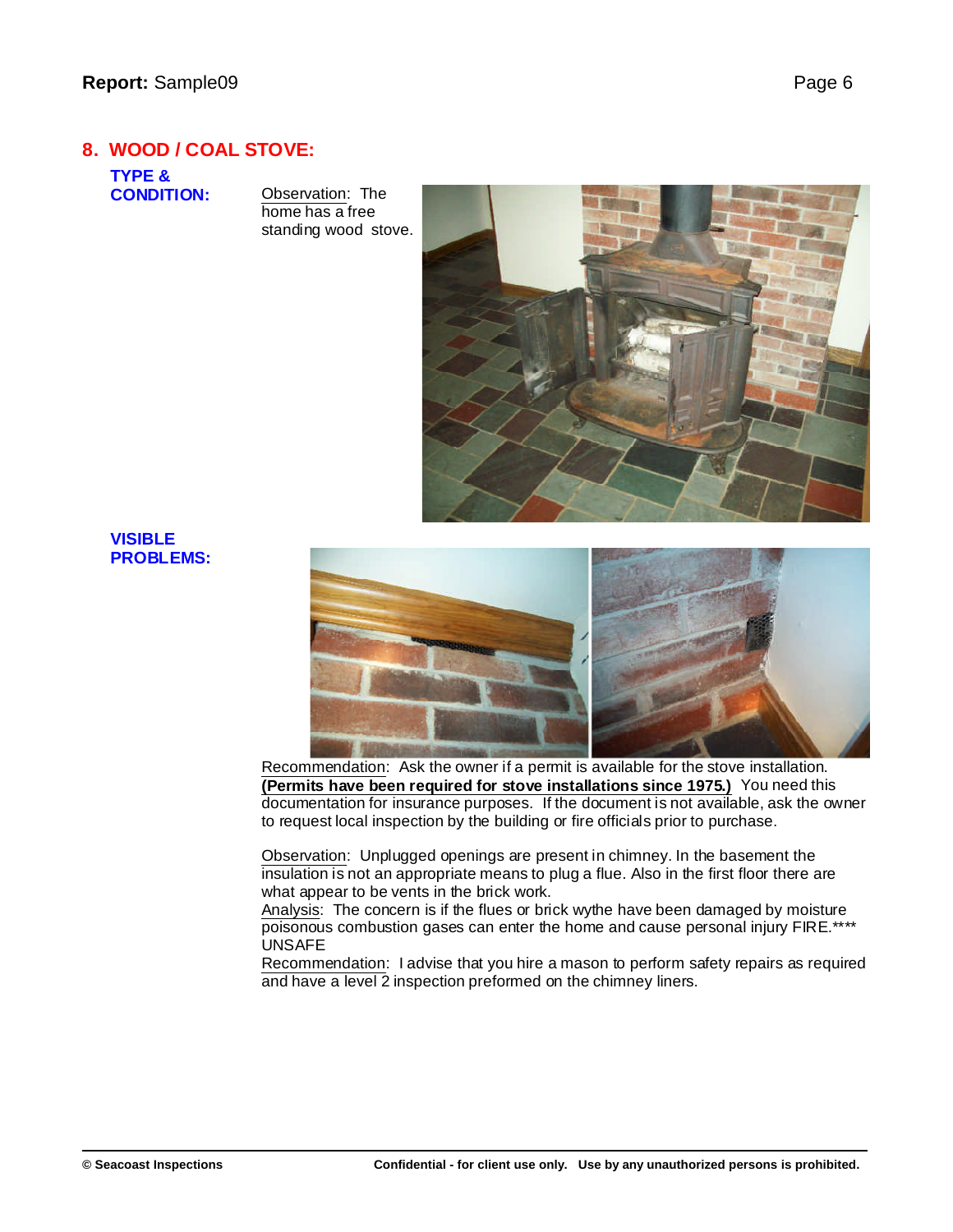## 8. WOOD / COAL STOVE:

**TYPE & CONDITION:**

Observation: The home has a free standing wood stove.

**VISIBLE PROBLEMS:**

Recommendation: Ask the owner if a permit is available for the stove installation. **(Permits have been required for stove installations since 1975.)** You need this documentation for insurance purposes. If the document is not available, ask the owner to request local inspection by the building or fire officials prior to purchase.

Observation: Unplugged openings are present in chimney. In the basement the insulation is not an appropriate means to plug a flue. Also in the first floor there are what appear to be vents in the brick work.

Analysis: The concern is if the flues or brick wythe have been damaged by moisture poisonous combustion gases can enter the home and cause personal injury FIRE.**** UNSAFE

Recommendation: I advise that you hire a mason to perform safety repairs as required and have a level 2 inspection preformed on the chimney liners.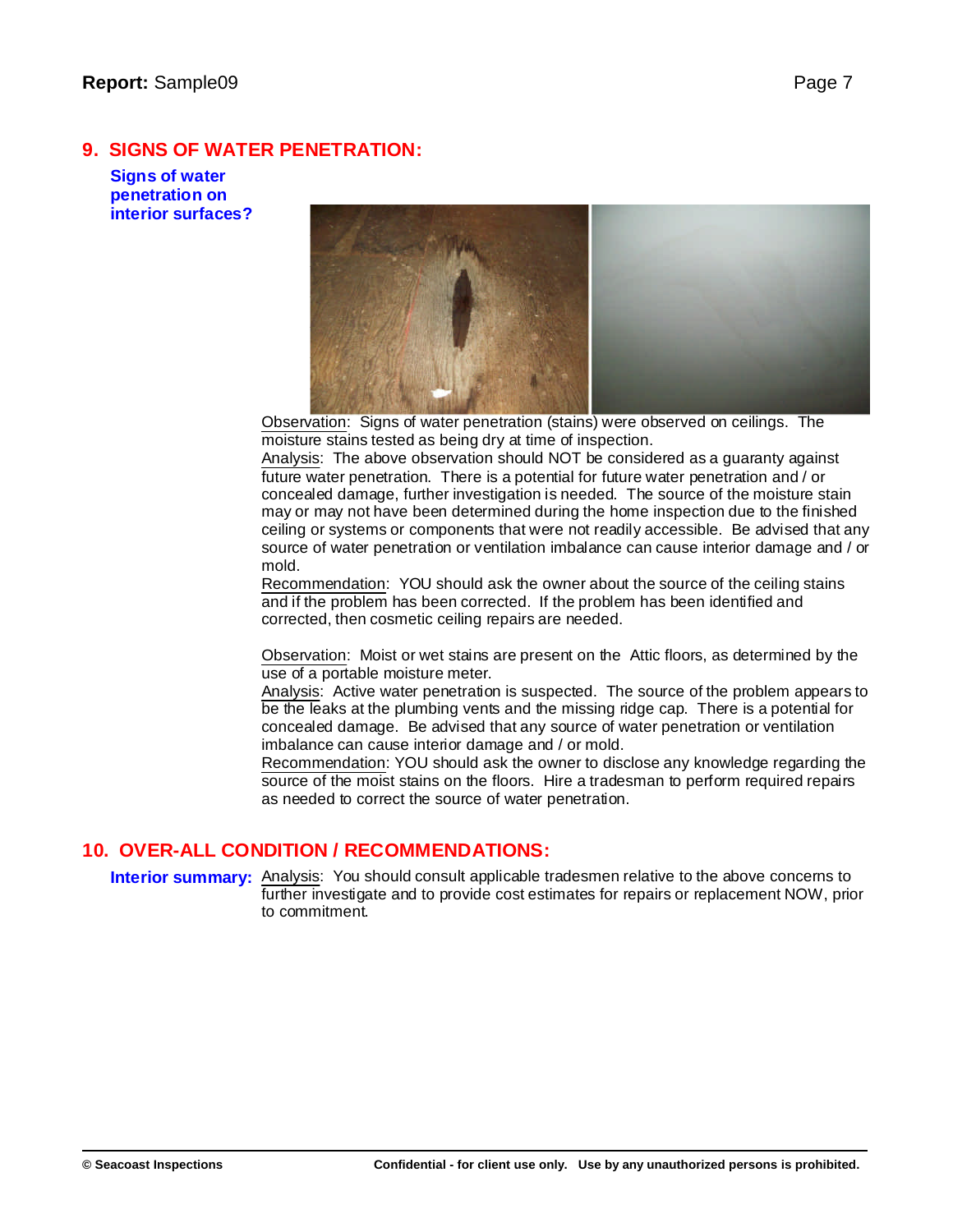## 9. SIGNS OF WATER PENETRATION:

**Signs of water penetration on interior surfaces?**

Observation: Signs of water penetration (stains) were observed on ceilings. The moisture stains tested as being dry at time of inspection.
Analysis: The above observation should NOT be considered as a guaranty against future water penetration. There is a potential for future water penetration and / or concealed damage, further investigation is needed. The source of the moisture stain may or may not have been determined during the home inspection due to the finished ceiling or systems or components that were not readily accessible. Be advised that any source of water penetration or ventilation imbalance can cause interior damage and / or mold.
Recommendation: YOU should ask the owner about the source of the ceiling stains and if the problem has been corrected. If the problem has been identified and corrected, then cosmetic ceiling repairs are needed.

Observation: Moist or wet stains are present on the Attic floors, as determined by the use of a portable moisture meter.
Analysis: Active water penetration is suspected. The source of the problem appears to be the leaks at the plumbing vents and the missing ridge cap. There is a potential for concealed damage. Be advised that any source of water penetration or ventilation imbalance can cause interior damage and / or mold.
Recommendation: YOU should ask the owner to disclose any knowledge regarding the source of the moist stains on the floors. Hire a tradesman to perform required repairs as needed to correct the source of water penetration.

## 10. OVER-ALL CONDITION / RECOMMENDATIONS:

**Interior summary:** Analysis: You should consult applicable tradesmen relative to the above concerns to further investigate and to provide cost estimates for repairs or replacement NOW, prior to commitment.